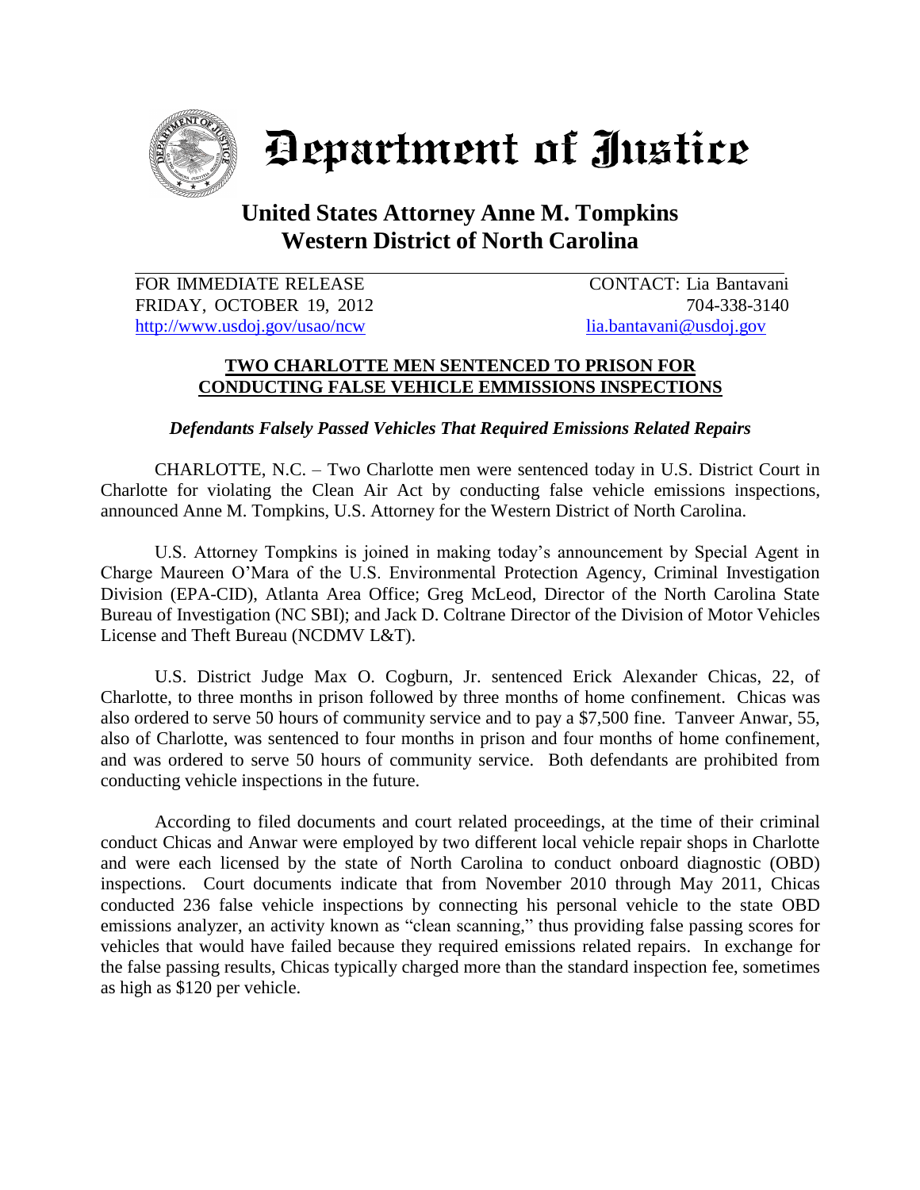# Department of Justice

## United States Attorney Anne M. Tompkins
## Western District of North Carolina

FOR IMMEDIATE RELEASE
FRIDAY, OCTOBER 19, 2012
http://www.usdoj.gov/usao/ncw

CONTACT: Lia Bantavani
704-338-3140
lia.bantavani@usdoj.gov

### TWO CHARLOTTE MEN SENTENCED TO PRISON FOR CONDUCTING FALSE VEHICLE EMMISSIONS INSPECTIONS

***Defendants Falsely Passed Vehicles That Required Emissions Related Repairs***

CHARLOTTE, N.C. – Two Charlotte men were sentenced today in U.S. District Court in Charlotte for violating the Clean Air Act by conducting false vehicle emissions inspections, announced Anne M. Tompkins, U.S. Attorney for the Western District of North Carolina.

U.S. Attorney Tompkins is joined in making today's announcement by Special Agent in Charge Maureen O'Mara of the U.S. Environmental Protection Agency, Criminal Investigation Division (EPA-CID), Atlanta Area Office; Greg McLeod, Director of the North Carolina State Bureau of Investigation (NC SBI); and Jack D. Coltrane Director of the Division of Motor Vehicles License and Theft Bureau (NCDMV L&T).

U.S. District Judge Max O. Cogburn, Jr. sentenced Erick Alexander Chicas, 22, of Charlotte, to three months in prison followed by three months of home confinement. Chicas was also ordered to serve 50 hours of community service and to pay a $7,500 fine. Tanveer Anwar, 55, also of Charlotte, was sentenced to four months in prison and four months of home confinement, and was ordered to serve 50 hours of community service. Both defendants are prohibited from conducting vehicle inspections in the future.

According to filed documents and court related proceedings, at the time of their criminal conduct Chicas and Anwar were employed by two different local vehicle repair shops in Charlotte and were each licensed by the state of North Carolina to conduct onboard diagnostic (OBD) inspections. Court documents indicate that from November 2010 through May 2011, Chicas conducted 236 false vehicle inspections by connecting his personal vehicle to the state OBD emissions analyzer, an activity known as "clean scanning," thus providing false passing scores for vehicles that would have failed because they required emissions related repairs. In exchange for the false passing results, Chicas typically charged more than the standard inspection fee, sometimes as high as $120 per vehicle.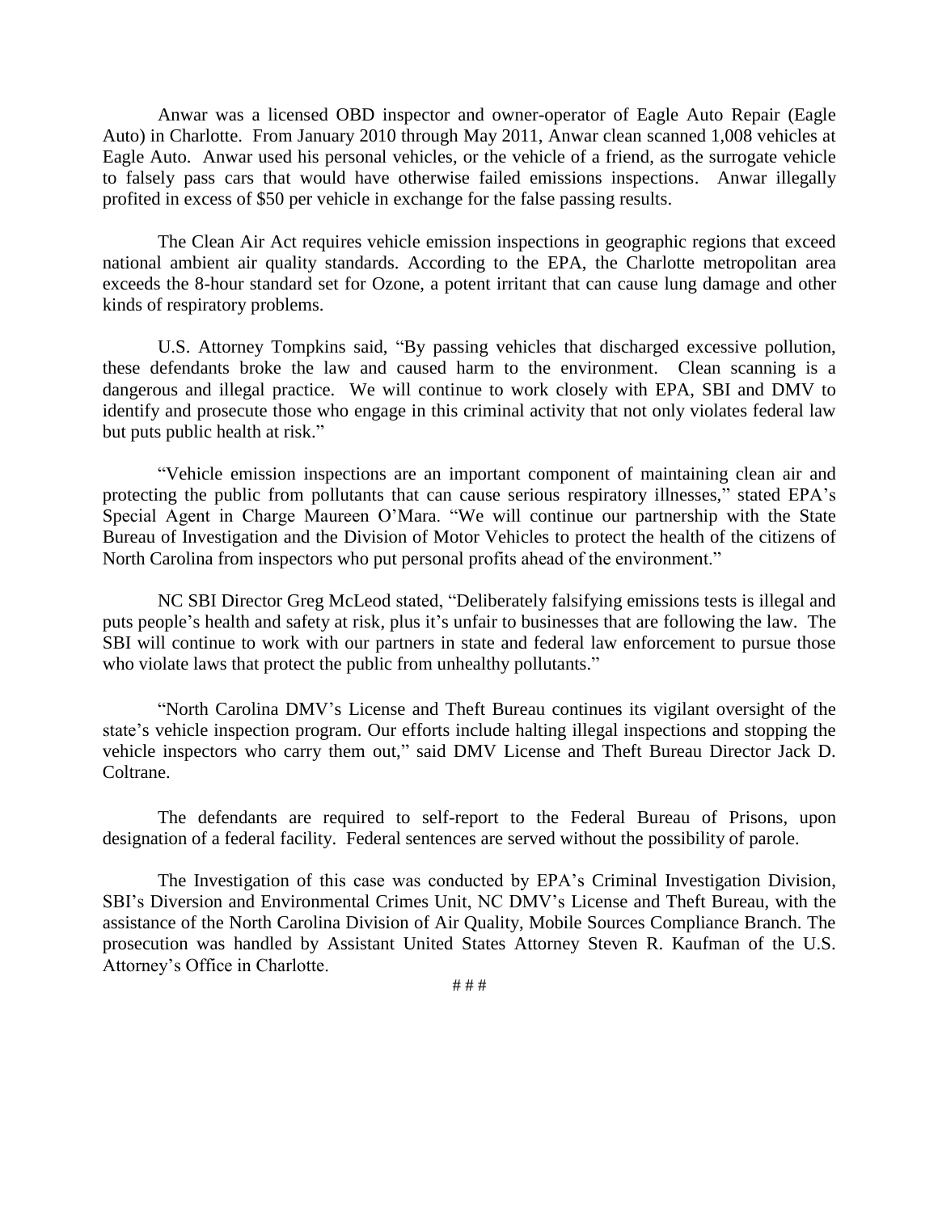Anwar was a licensed OBD inspector and owner-operator of Eagle Auto Repair (Eagle Auto) in Charlotte. From January 2010 through May 2011, Anwar clean scanned 1,008 vehicles at Eagle Auto. Anwar used his personal vehicles, or the vehicle of a friend, as the surrogate vehicle to falsely pass cars that would have otherwise failed emissions inspections. Anwar illegally profited in excess of $50 per vehicle in exchange for the false passing results.

The Clean Air Act requires vehicle emission inspections in geographic regions that exceed national ambient air quality standards. According to the EPA, the Charlotte metropolitan area exceeds the 8-hour standard set for Ozone, a potent irritant that can cause lung damage and other kinds of respiratory problems.

U.S. Attorney Tompkins said, "By passing vehicles that discharged excessive pollution, these defendants broke the law and caused harm to the environment. Clean scanning is a dangerous and illegal practice. We will continue to work closely with EPA, SBI and DMV to identify and prosecute those who engage in this criminal activity that not only violates federal law but puts public health at risk."

"Vehicle emission inspections are an important component of maintaining clean air and protecting the public from pollutants that can cause serious respiratory illnesses," stated EPA's Special Agent in Charge Maureen O'Mara. "We will continue our partnership with the State Bureau of Investigation and the Division of Motor Vehicles to protect the health of the citizens of North Carolina from inspectors who put personal profits ahead of the environment."

NC SBI Director Greg McLeod stated, "Deliberately falsifying emissions tests is illegal and puts people's health and safety at risk, plus it's unfair to businesses that are following the law. The SBI will continue to work with our partners in state and federal law enforcement to pursue those who violate laws that protect the public from unhealthy pollutants."

"North Carolina DMV's License and Theft Bureau continues its vigilant oversight of the state's vehicle inspection program. Our efforts include halting illegal inspections and stopping the vehicle inspectors who carry them out," said DMV License and Theft Bureau Director Jack D. Coltrane.

The defendants are required to self-report to the Federal Bureau of Prisons, upon designation of a federal facility. Federal sentences are served without the possibility of parole.

The Investigation of this case was conducted by EPA's Criminal Investigation Division, SBI's Diversion and Environmental Crimes Unit, NC DMV's License and Theft Bureau, with the assistance of the North Carolina Division of Air Quality, Mobile Sources Compliance Branch. The prosecution was handled by Assistant United States Attorney Steven R. Kaufman of the U.S. Attorney's Office in Charlotte.

# # #